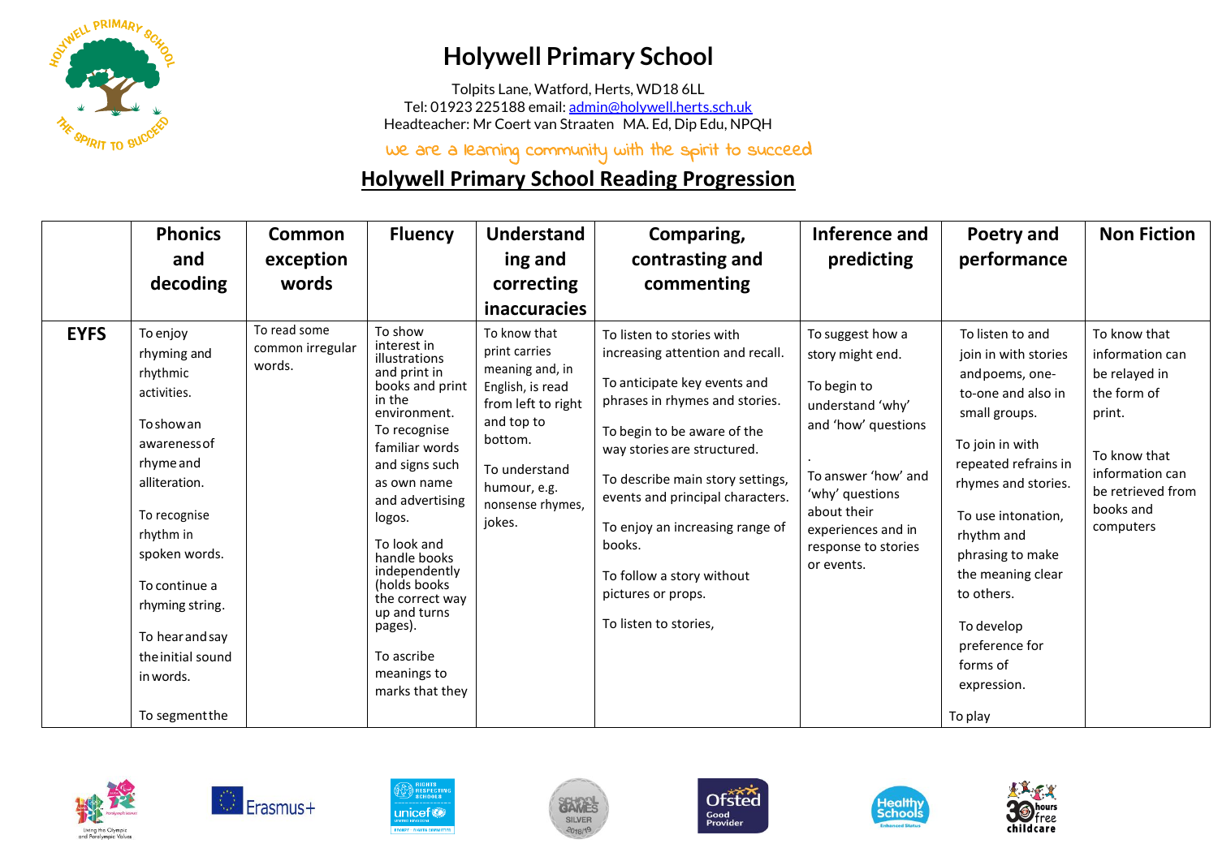# Holywell Primary School

Tolpits Lane, Watford, Herts, WD18 6LL
Tel: 01923 225188 email: admin@holywell.herts.sch.uk
Headteacher: Mr Coert van Straaten MA. Ed, Dip Edu, NPQH

*We are a learning community with the spirit to succeed*

## Holywell Primary School Reading Progression

| | Phonics and decoding | Common exception words | Fluency | Understanding and correcting inaccuracies | Comparing, contrasting and commenting | Inference and predicting | Poetry and performance | Non Fiction |
|---|---|---|---|---|---|---|---|---|
| **EYFS** | To enjoy rhyming and rhythmic activities.<br><br>To show an awareness of rhyme and alliteration.<br><br>To recognise rhythm in spoken words.<br><br>To continue a rhyming string.<br><br>To hear and say the initial sound in words.<br><br>To segment the | To read some common irregular words. | To show interest in illustrations and print in books and print in the environment.<br>To recognise familiar words and signs such as own name and advertising logos.<br><br>To look and handle books independently (holds books the correct way up and turns pages).<br><br>To ascribe meanings to marks that they | To know that print carries meaning and, in English, is read from left to right and top to bottom.<br><br>To understand humour, e.g. nonsense rhymes, jokes. | To listen to stories with increasing attention and recall.<br><br>To anticipate key events and phrases in rhymes and stories.<br><br>To begin to be aware of the way stories are structured.<br><br>To describe main story settings, events and principal characters.<br><br>To enjoy an increasing range of books.<br><br>To follow a story without pictures or props.<br><br>To listen to stories, | To suggest how a story might end.<br><br>To begin to understand 'why' and 'how' questions<br><br>.<br>To answer 'how' and 'why' questions about their experiences and in response to stories or events. | To listen to and join in with stories and poems, one-to-one and also in small groups.<br><br>To join in with repeated refrains in rhymes and stories.<br><br>To use intonation, rhythm and phrasing to make the meaning clear to others.<br><br>To develop preference for forms of expression.<br><br>To play | To know that information can be relayed in the form of print.<br><br>To know that information can be retrieved from books and computers |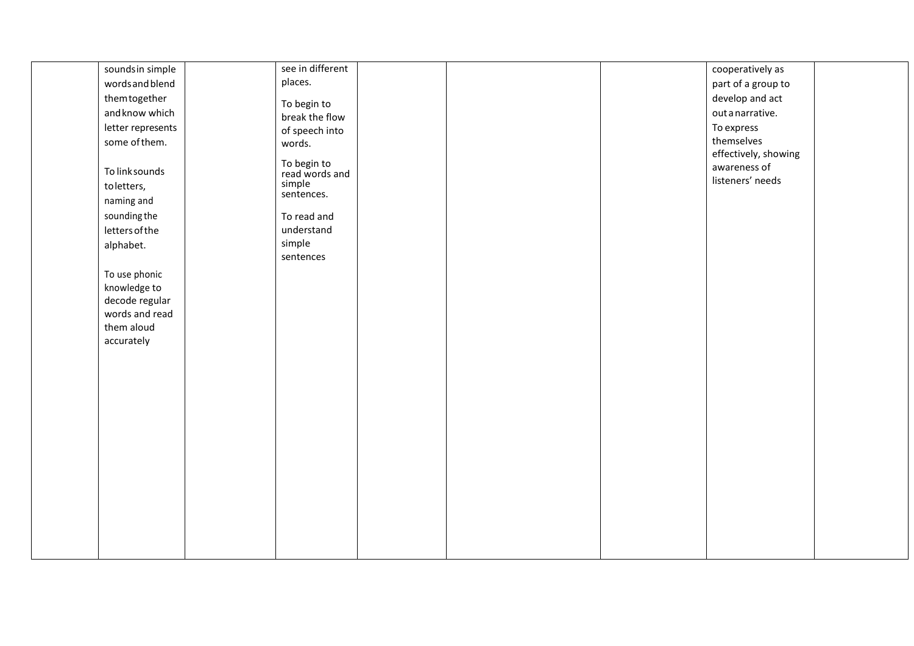| | | | | | | | | |
|---|---|---|---|---|---|---|---|---|
| | sounds in simple words and blend them together and know which letter represents some of them.<br><br>To link sounds to letters, naming and sounding the letters of the alphabet.<br><br>To use phonic knowledge to decode regular words and read them aloud accurately | | see in different places.<br><br>To begin to break the flow of speech into words.<br><br>To begin to read words and simple sentences.<br><br>To read and understand simple sentences | | | | cooperatively as part of a group to develop and act out a narrative.<br>To express themselves effectively, showing awareness of listeners' needs | |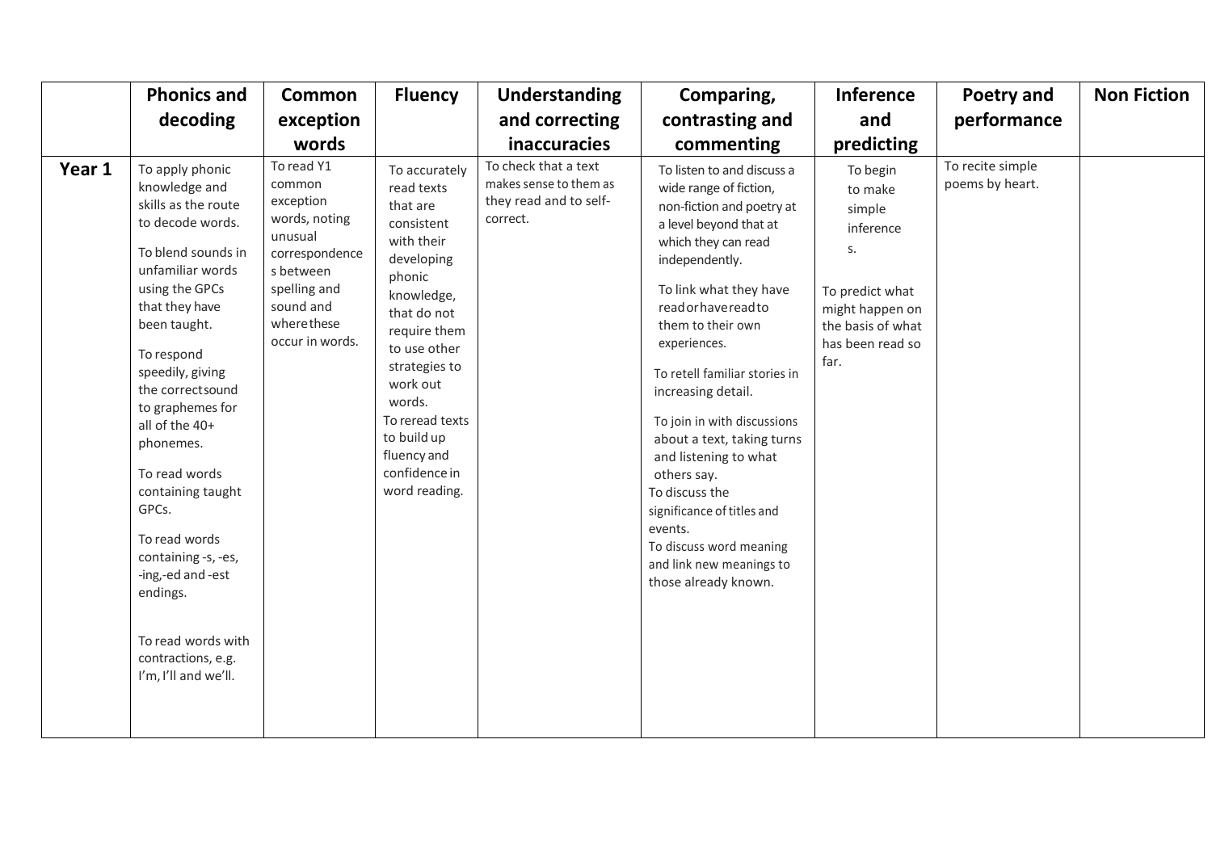| | Phonics and decoding | Common exception words | Fluency | Understanding and correcting inaccuracies | Comparing, contrasting and commenting | Inference and predicting | Poetry and performance | Non Fiction |
|---|---|---|---|---|---|---|---|---|
| **Year 1** | To apply phonic knowledge and skills as the route to decode words.<br><br>To blend sounds in unfamiliar words using the GPCs that they have been taught.<br><br>To respond speedily, giving the correct sound to graphemes for all of the 40+ phonemes.<br><br>To read words containing taught GPCs.<br><br>To read words containing -s, -es, -ing, -ed and -est endings.<br><br>To read words with contractions, e.g. I'm, I'll and we'll. | To read Y1 common exception words, noting unusual correspondences between spelling and sound and where these occur in words. | To accurately read texts that are consistent with their developing phonic knowledge, that do not require them to use other strategies to work out words.<br>To reread texts to build up fluency and confidence in word reading. | To check that a text makes sense to them as they read and to self-correct. | To listen to and discuss a wide range of fiction, non-fiction and poetry at a level beyond that at which they can read independently.<br><br>To link what they have read or have read to them to their own experiences.<br><br>To retell familiar stories in increasing detail.<br><br>To join in with discussions about a text, taking turns and listening to what others say.<br>To discuss the significance of titles and events.<br>To discuss word meaning and link new meanings to those already known. | To begin to make simple inferences.<br><br>To predict what might happen on the basis of what has been read so far. | To recite simple poems by heart. | |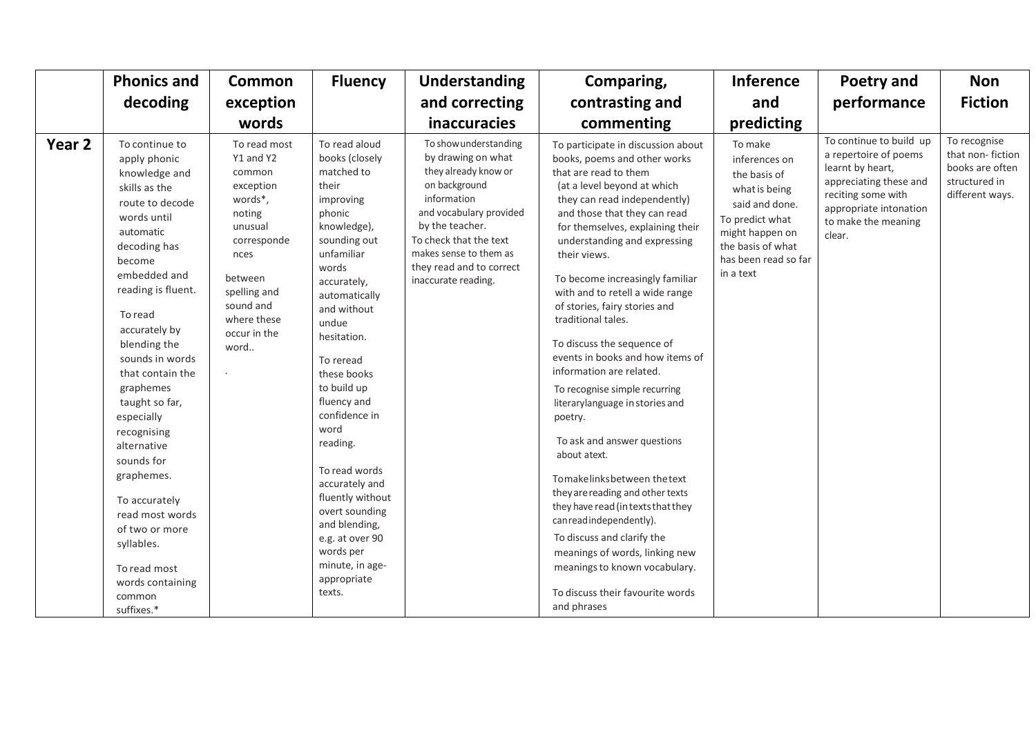| | Phonics and decoding | Common exception words | Fluency | Understanding and correcting inaccuracies | Comparing, contrasting and commenting | Inference and predicting | Poetry and performance | Non Fiction |
|---|---|---|---|---|---|---|---|---|
| **Year 2** | To continue to apply phonic knowledge and skills as the route to decode words until automatic decoding has become embedded and reading is fluent.<br><br>To read accurately by blending the sounds in words that contain the graphemes taught so far, especially recognising alternative sounds for graphemes.<br><br>To accurately read most words of two or more syllables.<br><br>To read most words containing common suffixes.* | To read most Y1 and Y2 common exception words*, noting unusual corresponde nces between spelling and sound and where these occur in the word..<br><br>. | To read aloud books (closely matched to their improving phonic knowledge), sounding out unfamiliar words accurately, automatically and without undue hesitation.<br><br>To reread these books to build up fluency and confidence in word reading.<br><br>To read words accurately and fluently without overt sounding and blending, e.g. at over 90 words per minute, in age-appropriate texts. | To show understanding by drawing on what they already know or on background information and vocabulary provided by the teacher.<br>To check that the text makes sense to them as they read and to correct inaccurate reading. | To participate in discussion about books, poems and other works that are read to them (at a level beyond at which they can read independently) and those that they can read for themselves, explaining their understanding and expressing their views.<br><br>To become increasingly familiar with and to retell a wide range of stories, fairy stories and traditional tales.<br><br>To discuss the sequence of events in books and how items of information are related.<br><br>To recognise simple recurring literarylanguage in stories and poetry.<br><br>To ask and answer questions about atext.<br><br>Tomakelinksbetween thetext theyarereading and other texts they have read (in textsthatthey canreadindependently).<br><br>To discuss and clarify the meanings of words, linking new meanings to known vocabulary.<br><br>To discuss their favourite words and phrases | To make inferences on the basis of what is being said and done.<br>To predict what might happen on the basis of what has been read so far in a text | To continue to build up a repertoire of poems learnt by heart, appreciating these and reciting some with appropriate intonation to make the meaning clear. | To recognise that non- fiction books are often structured in different ways. |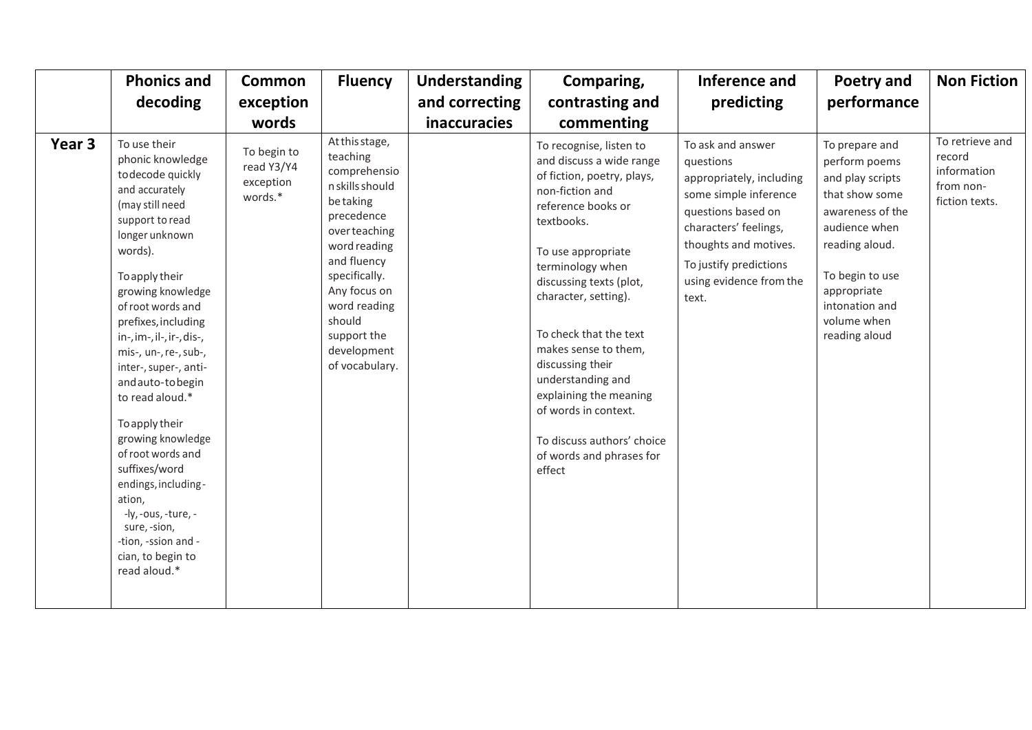| | Phonics and decoding | Common exception words | Fluency | Understanding and correcting inaccuracies | Comparing, contrasting and commenting | Inference and predicting | Poetry and performance | Non Fiction |
|---|---|---|---|---|---|---|---|---|
| **Year 3** | To use their phonic knowledge to decode quickly and accurately (may still need support to read longer unknown words).<br><br>To apply their growing knowledge of root words and prefixes, including in-, im-, il-, ir-, dis-, mis-, un-, re-, sub-, inter-, super-, anti- and auto- to begin to read aloud.*<br><br>To apply their growing knowledge of root words and suffixes/word endings, including -ation, -ly, -ous, -ture, -sure, -sion, -tion, -ssion and -cian, to begin to read aloud.* | To begin to read Y3/Y4 exception words.* | At this stage, teaching comprehension skills should be taking precedence over teaching word reading and fluency specifically. Any focus on word reading should support the development of vocabulary. | | To recognise, listen to and discuss a wide range of fiction, poetry, plays, non-fiction and reference books or textbooks.<br><br>To use appropriate terminology when discussing texts (plot, character, setting).<br><br>To check that the text makes sense to them, discussing their understanding and explaining the meaning of words in context.<br><br>To discuss authors' choice of words and phrases for effect | To ask and answer questions appropriately, including some simple inference questions based on characters' feelings, thoughts and motives.<br><br>To justify predictions using evidence from the text. | To prepare and perform poems and play scripts that show some awareness of the audience when reading aloud.<br><br>To begin to use appropriate intonation and volume when reading aloud | To retrieve and record information from non-fiction texts. |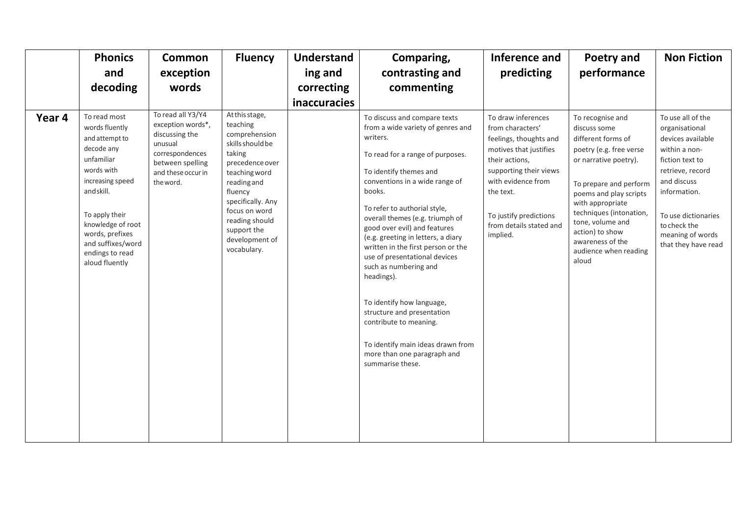| | Phonics and decoding | Common exception words | Fluency | Understanding and correcting inaccuracies | Comparing, contrasting and commenting | Inference and predicting | Poetry and performance | Non Fiction |
|---|---|---|---|---|---|---|---|---|
| **Year 4** | To read most words fluently and attempt to decode any unfamiliar words with increasing speed and skill.<br><br>To apply their knowledge of root words, prefixes and suffixes/word endings to read aloud fluently | To read all Y3/Y4 exception words*, discussing the unusual correspondences between spelling and these occur in the word. | At this stage, teaching comprehension skills should be taking precedence over teaching word reading and fluency specifically. Any focus on word reading should support the development of vocabulary. | | To discuss and compare texts from a wide variety of genres and writers.<br><br>To read for a range of purposes.<br><br>To identify themes and conventions in a wide range of books.<br><br>To refer to authorial style, overall themes (e.g. triumph of good over evil) and features (e.g. greeting in letters, a diary written in the first person or the use of presentational devices such as numbering and headings).<br><br>To identify how language, structure and presentation contribute to meaning.<br><br>To identify main ideas drawn from more than one paragraph and summarise these. | To draw inferences from characters' feelings, thoughts and motives that justifies their actions, supporting their views with evidence from the text.<br><br>To justify predictions from details stated and implied. | To recognise and discuss some different forms of poetry (e.g. free verse or narrative poetry).<br><br>To prepare and perform poems and play scripts with appropriate techniques (intonation, tone, volume and action) to show awareness of the audience when reading aloud | To use all of the organisational devices available within a non-fiction text to retrieve, record and discuss information.<br><br>To use dictionaries to check the meaning of words that they have read |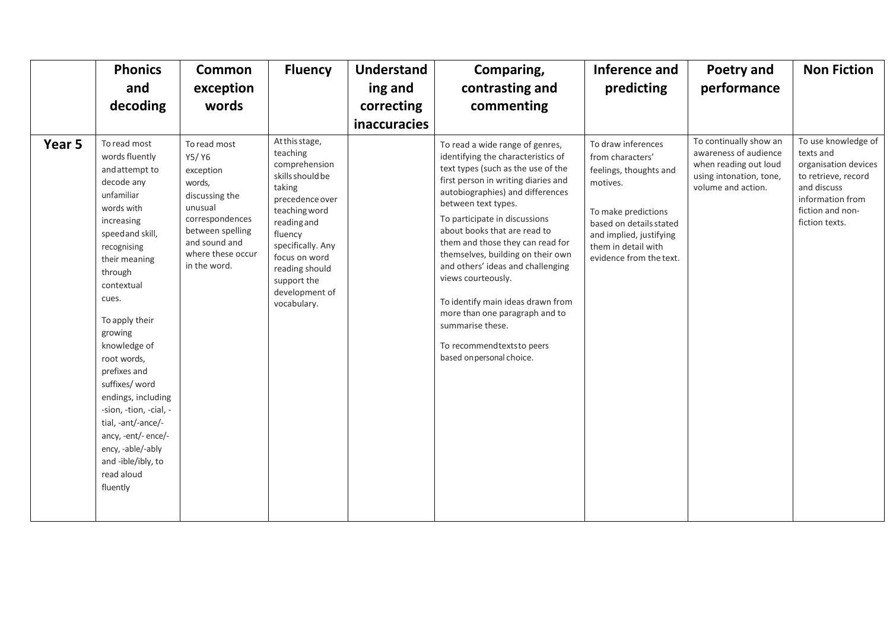| | Phonics and decoding | Common exception words | Fluency | Understanding and correcting inaccuracies | Comparing, contrasting and commenting | Inference and predicting | Poetry and performance | Non Fiction |
|---|---|---|---|---|---|---|---|---|
| **Year 5** | To read most words fluently and attempt to decode any unfamiliar words with increasing speed and skill, recognising their meaning through contextual cues.<br><br>To apply their growing knowledge of root words, prefixes and suffixes/ word endings, including -sion, -tion, -cial, -tial, -ant/-ance/-ancy, -ent/- ence/-ency, -able/-ably and -ible/ibly, to read aloud fluently | To read most Y5/ Y6 exception words, discussing the unusual correspondences between spelling and sound and where these occur in the word. | At this stage, teaching comprehension skills should be taking precedence over teaching word reading and fluency specifically. Any focus on word reading should support the development of vocabulary. | | To read a wide range of genres, identifying the characteristics of text types (such as the use of the first person in writing diaries and autobiographies) and differences between text types.<br><br>To participate in discussions about books that are read to them and those they can read for themselves, building on their own and others' ideas and challenging views courteously.<br><br>To identify main ideas drawn from more than one paragraph and to summarise these.<br><br>To recommend texts to peers based on personal choice. | To draw inferences from characters' feelings, thoughts and motives.<br><br>To make predictions based on details stated and implied, justifying them in detail with evidence from the text. | To continually show an awareness of audience when reading out loud using intonation, tone, volume and action. | To use knowledge of texts and organisation devices to retrieve, record and discuss information from fiction and non-fiction texts. |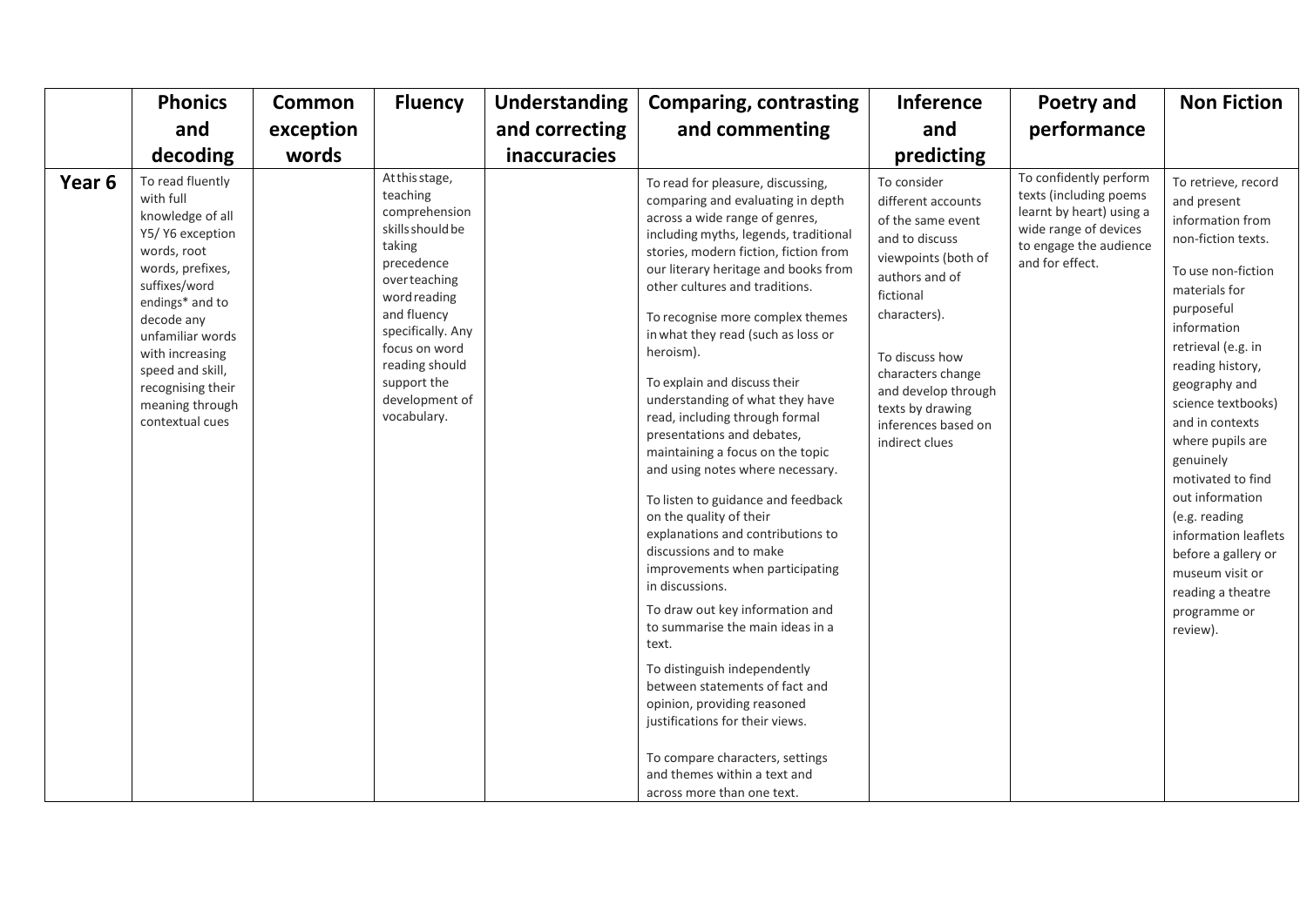| | Phonics and decoding | Common exception words | Fluency | Understanding and correcting inaccuracies | Comparing, contrasting and commenting | Inference and predicting | Poetry and performance | Non Fiction |
|---|---|---|---|---|---|---|---|---|
| **Year 6** | To read fluently with full knowledge of all Y5/ Y6 exception words, root words, prefixes, suffixes/word endings* and to decode any unfamiliar words with increasing speed and skill, recognising their meaning through contextual cues | | At this stage, teaching comprehension skills should be taking precedence over teaching word reading and fluency specifically. Any focus on word reading should support the development of vocabulary. | | To read for pleasure, discussing, comparing and evaluating in depth across a wide range of genres, including myths, legends, traditional stories, modern fiction, fiction from our literary heritage and books from other cultures and traditions.<br><br>To recognise more complex themes in what they read (such as loss or heroism).<br><br>To explain and discuss their understanding of what they have read, including through formal presentations and debates, maintaining a focus on the topic and using notes where necessary.<br><br>To listen to guidance and feedback on the quality of their explanations and contributions to discussions and to make improvements when participating in discussions.<br><br>To draw out key information and to summarise the main ideas in a text.<br><br>To distinguish independently between statements of fact and opinion, providing reasoned justifications for their views.<br><br>To compare characters, settings and themes within a text and across more than one text. | To consider different accounts of the same event and to discuss viewpoints (both of authors and of fictional characters).<br><br>To discuss how characters change and develop through texts by drawing inferences based on indirect clues | To confidently perform texts (including poems learnt by heart) using a wide range of devices to engage the audience and for effect. | To retrieve, record and present information from non-fiction texts.<br><br>To use non-fiction materials for purposeful information retrieval (e.g. in reading history, geography and science textbooks) and in contexts where pupils are genuinely motivated to find out information (e.g. reading information leaflets before a gallery or museum visit or reading a theatre programme or review). |